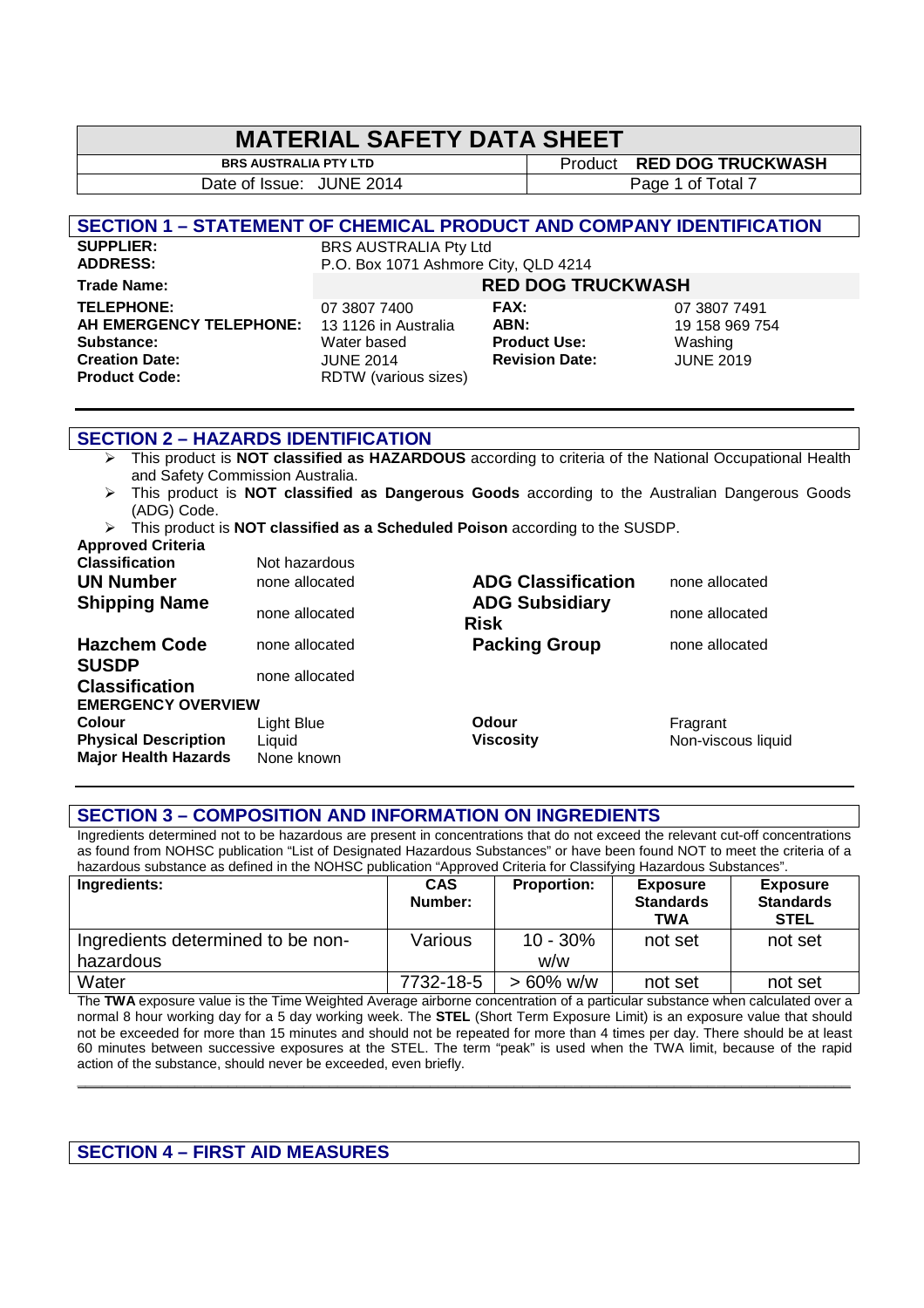# MATERIAL SAFETY DATA SHEET

| BRS AUSTRALIA PTY LTD | Product **RED DOG TRUCKWASH** |
|---|---|
| Date of Issue: JUNE 2014 | |

## SECTION 1 – STATEMENT OF CHEMICAL PRODUCT AND COMPANY IDENTIFICATION

| | | | |
|---|---|---|---|
| **SUPPLIER:** | BRS AUSTRALIA Pty Ltd | | |
| **ADDRESS:** | P.O. Box 1071 Ashmore City, QLD 4214 | | |
| **Trade Name:** | **RED DOG TRUCKWASH** | | |
| **TELEPHONE:** | 07 3807 7400 | **FAX:** | 07 3807 7491 |
| **AH EMERGENCY TELEPHONE:** | 13 1126 in Australia | **ABN:** | 19 158 969 754 |
| **Substance:** | Water based | **Product Use:** | Washing |
| **Creation Date:** | JUNE 2014 | **Revision Date:** | JUNE 2019 |
| **Product Code:** | RDTW (various sizes) | | |

## SECTION 2 – HAZARDS IDENTIFICATION

- This product is **NOT classified as HAZARDOUS** according to criteria of the National Occupational Health and Safety Commission Australia.
- This product is **NOT classified as Dangerous Goods** according to the Australian Dangerous Goods (ADG) Code.
- This product is **NOT classified as a Scheduled Poison** according to the SUSDP.

| | | | |
|---|---|---|---|
| **Approved Criteria Classification** | Not hazardous | | |
| **UN Number** | none allocated | **ADG Classification** | none allocated |
| **Shipping Name** | none allocated | **ADG Subsidiary Risk** | none allocated |
| **Hazchem Code** | none allocated | **Packing Group** | none allocated |
| **SUSDP Classification** | none allocated | | |

**EMERGENCY OVERVIEW**

| | | | |
|---|---|---|---|
| **Colour** | Light Blue | **Odour** | Fragrant |
| **Physical Description** | Liquid | **Viscosity** | Non-viscous liquid |
| **Major Health Hazards** | None known | | |

## SECTION 3 – COMPOSITION AND INFORMATION ON INGREDIENTS

Ingredients determined not to be hazardous are present in concentrations that do not exceed the relevant cut-off concentrations as found from NOHSC publication "List of Designated Hazardous Substances" or have been found NOT to meet the criteria of a hazardous substance as defined in the NOHSC publication "Approved Criteria for Classifying Hazardous Substances".

| Ingredients: | CAS Number: | Proportion: | Exposure Standards TWA | Exposure Standards STEL |
|---|---|---|---|---|
| Ingredients determined to be non-hazardous | Various | 10 - 30% w/w | not set | not set |
| Water | 7732-18-5 | > 60% w/w | not set | not set |

The **TWA** exposure value is the Time Weighted Average airborne concentration of a particular substance when calculated over a normal 8 hour working day for a 5 day working week. The **STEL** (Short Term Exposure Limit) is an exposure value that should not be exceeded for more than 15 minutes and should not be repeated for more than 4 times per day. There should be at least 60 minutes between successive exposures at the STEL. The term "peak" is used when the TWA limit, because of the rapid action of the substance, should never be exceeded, even briefly.

## SECTION 4 – FIRST AID MEASURES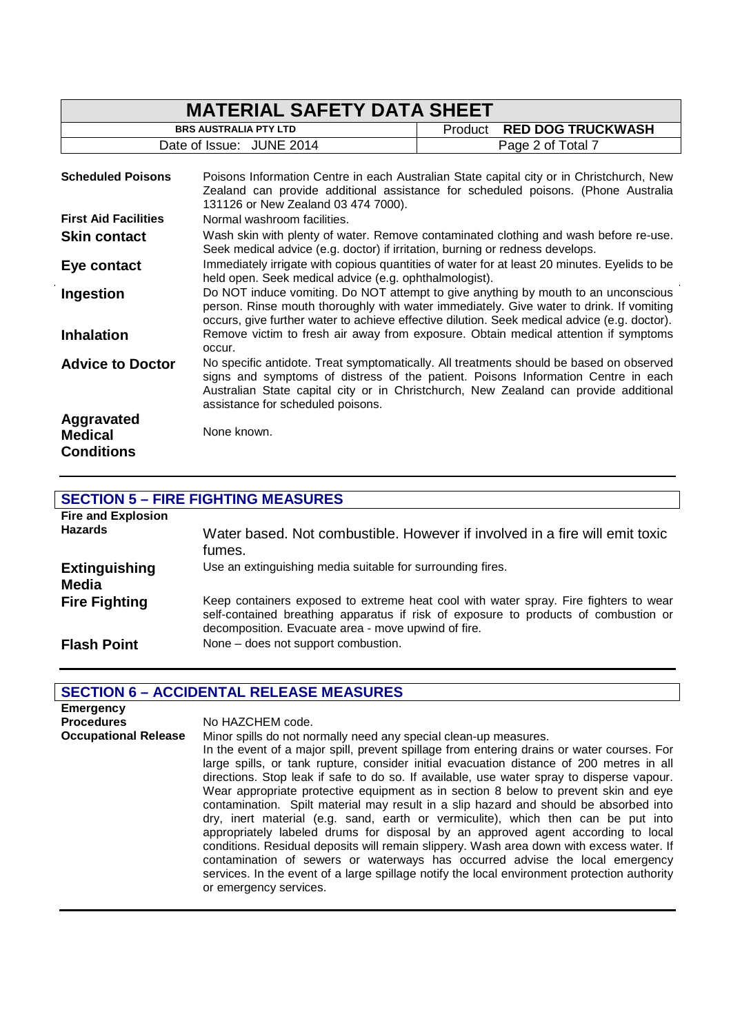**Scheduled Poisons** — Poisons Information Centre in each Australian State capital city or in Christchurch, New Zealand can provide additional assistance for scheduled poisons. (Phone Australia 131126 or New Zealand 03 474 7000).

**First Aid Facilities** — Normal washroom facilities.

**Skin contact** — Wash skin with plenty of water. Remove contaminated clothing and wash before re-use. Seek medical advice (e.g. doctor) if irritation, burning or redness develops.

**Eye contact** — Immediately irrigate with copious quantities of water for at least 20 minutes. Eyelids to be held open. Seek medical advice (e.g. ophthalmologist).

**Ingestion** — Do NOT induce vomiting. Do NOT attempt to give anything by mouth to an unconscious person. Rinse mouth thoroughly with water immediately. Give water to drink. If vomiting occurs, give further water to achieve effective dilution. Seek medical advice (e.g. doctor).

**Inhalation** — Remove victim to fresh air away from exposure. Obtain medical attention if symptoms occur.

**Advice to Doctor** — No specific antidote. Treat symptomatically. All treatments should be based on observed signs and symptoms of distress of the patient. Poisons Information Centre in each Australian State capital city or in Christchurch, New Zealand can provide additional assistance for scheduled poisons.

**Aggravated Medical Conditions** — None known.

## SECTION 5 – FIRE FIGHTING MEASURES

**Fire and Explosion Hazards** — Water based. Not combustible. However if involved in a fire will emit toxic fumes.

**Extinguishing Media** — Use an extinguishing media suitable for surrounding fires.

**Fire Fighting** — Keep containers exposed to extreme heat cool with water spray. Fire fighters to wear self-contained breathing apparatus if risk of exposure to products of combustion or decomposition. Evacuate area - move upwind of fire.

**Flash Point** — None – does not support combustion.

## SECTION 6 – ACCIDENTAL RELEASE MEASURES

**Emergency Procedures** — No HAZCHEM code.

**Occupational Release** — Minor spills do not normally need any special clean-up measures.
In the event of a major spill, prevent spillage from entering drains or water courses. For large spills, or tank rupture, consider initial evacuation distance of 200 metres in all directions. Stop leak if safe to do so. If available, use water spray to disperse vapour. Wear appropriate protective equipment as in section 8 below to prevent skin and eye contamination. Spilt material may result in a slip hazard and should be absorbed into dry, inert material (e.g. sand, earth or vermiculite), which then can be put into appropriately labeled drums for disposal by an approved agent according to local conditions. Residual deposits will remain slippery. Wash area down with excess water. If contamination of sewers or waterways has occurred advise the local emergency services. In the event of a large spillage notify the local environment protection authority or emergency services.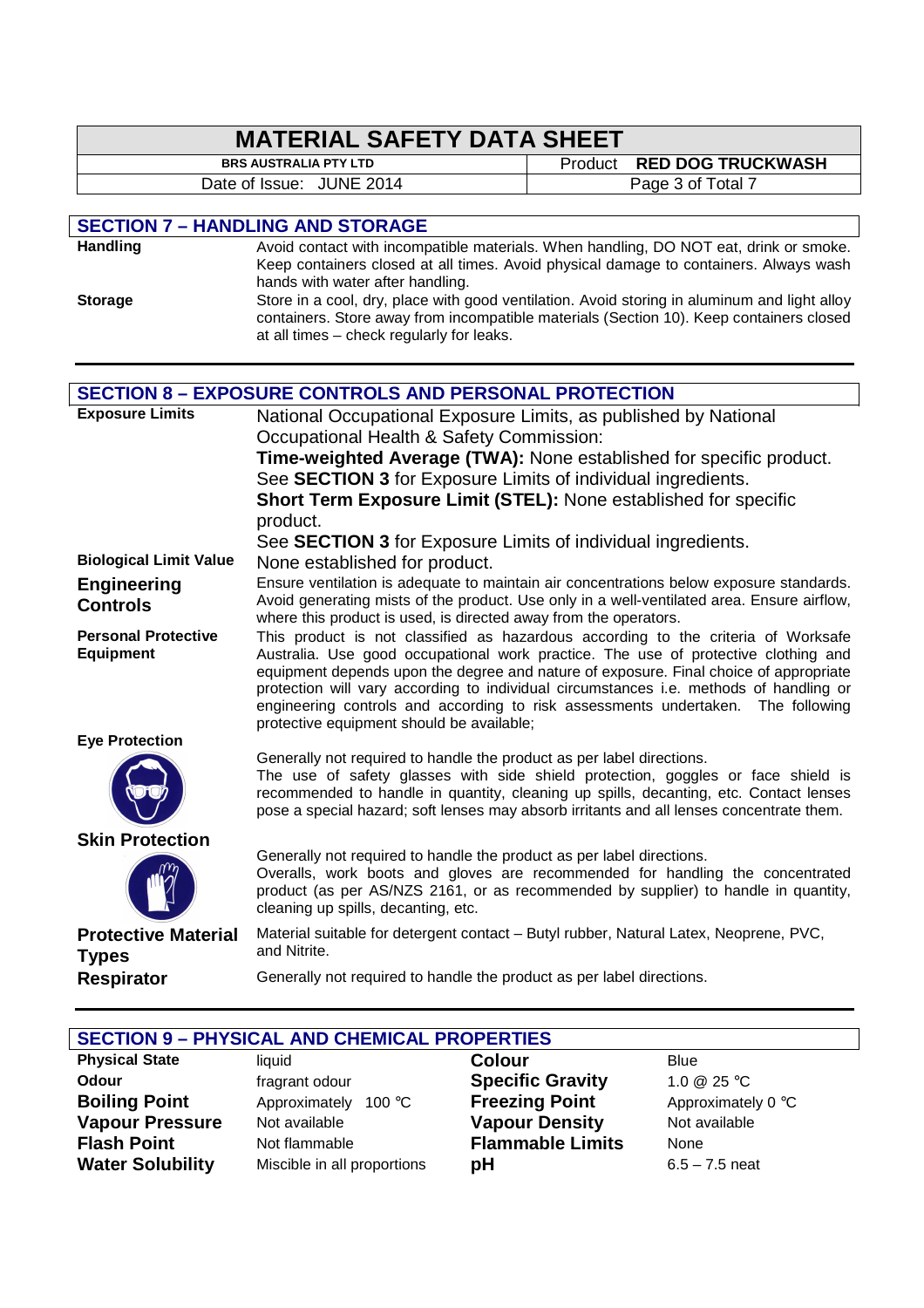## SECTION 7 – HANDLING AND STORAGE

| | |
|---|---|
| **Handling** | Avoid contact with incompatible materials. When handling, DO NOT eat, drink or smoke. Keep containers closed at all times. Avoid physical damage to containers. Always wash hands with water after handling. |
| **Storage** | Store in a cool, dry, place with good ventilation. Avoid storing in aluminum and light alloy containers. Store away from incompatible materials (Section 10). Keep containers closed at all times – check regularly for leaks. |

## SECTION 8 – EXPOSURE CONTROLS AND PERSONAL PROTECTION

| | |
|---|---|
| **Exposure Limits** | National Occupational Exposure Limits, as published by National Occupational Health & Safety Commission:<br>**Time-weighted Average (TWA):** None established for specific product. See **SECTION 3** for Exposure Limits of individual ingredients.<br>**Short Term Exposure Limit (STEL):** None established for specific product.<br>See **SECTION 3** for Exposure Limits of individual ingredients. |
| **Biological Limit Value** | None established for product. |
| **Engineering Controls** | Ensure ventilation is adequate to maintain air concentrations below exposure standards. Avoid generating mists of the product. Use only in a well-ventilated area. Ensure airflow, where this product is used, is directed away from the operators. |
| **Personal Protective Equipment** | This product is not classified as hazardous according to the criteria of Worksafe Australia. Use good occupational work practice. The use of protective clothing and equipment depends upon the degree and nature of exposure. Final choice of appropriate protection will vary according to individual circumstances i.e. methods of handling or engineering controls and according to risk assessments undertaken. The following protective equipment should be available; |
| **Eye Protection** | Generally not required to handle the product as per label directions.<br>The use of safety glasses with side shield protection, goggles or face shield is recommended to handle in quantity, cleaning up spills, decanting, etc. Contact lenses pose a special hazard; soft lenses may absorb irritants and all lenses concentrate them. |
| **Skin Protection** | Generally not required to handle the product as per label directions.<br>Overalls, work boots and gloves are recommended for handling the concentrated product (as per AS/NZS 2161, or as recommended by supplier) to handle in quantity, cleaning up spills, decanting, etc. |
| **Protective Material Types** | Material suitable for detergent contact – Butyl rubber, Natural Latex, Neoprene, PVC, and Nitrite. |
| **Respirator** | Generally not required to handle the product as per label directions. |

## SECTION 9 – PHYSICAL AND CHEMICAL PROPERTIES

| | | | |
|---|---|---|---|
| **Physical State** | liquid | **Colour** | Blue |
| **Odour** | fragrant odour | **Specific Gravity** | 1.0 @ 25 °C |
| **Boiling Point** | Approximately 100 °C | **Freezing Point** | Approximately 0 °C |
| **Vapour Pressure** | Not available | **Vapour Density** | Not available |
| **Flash Point** | Not flammable | **Flammable Limits** | None |
| **Water Solubility** | Miscible in all proportions | **pH** | 6.5 – 7.5 neat |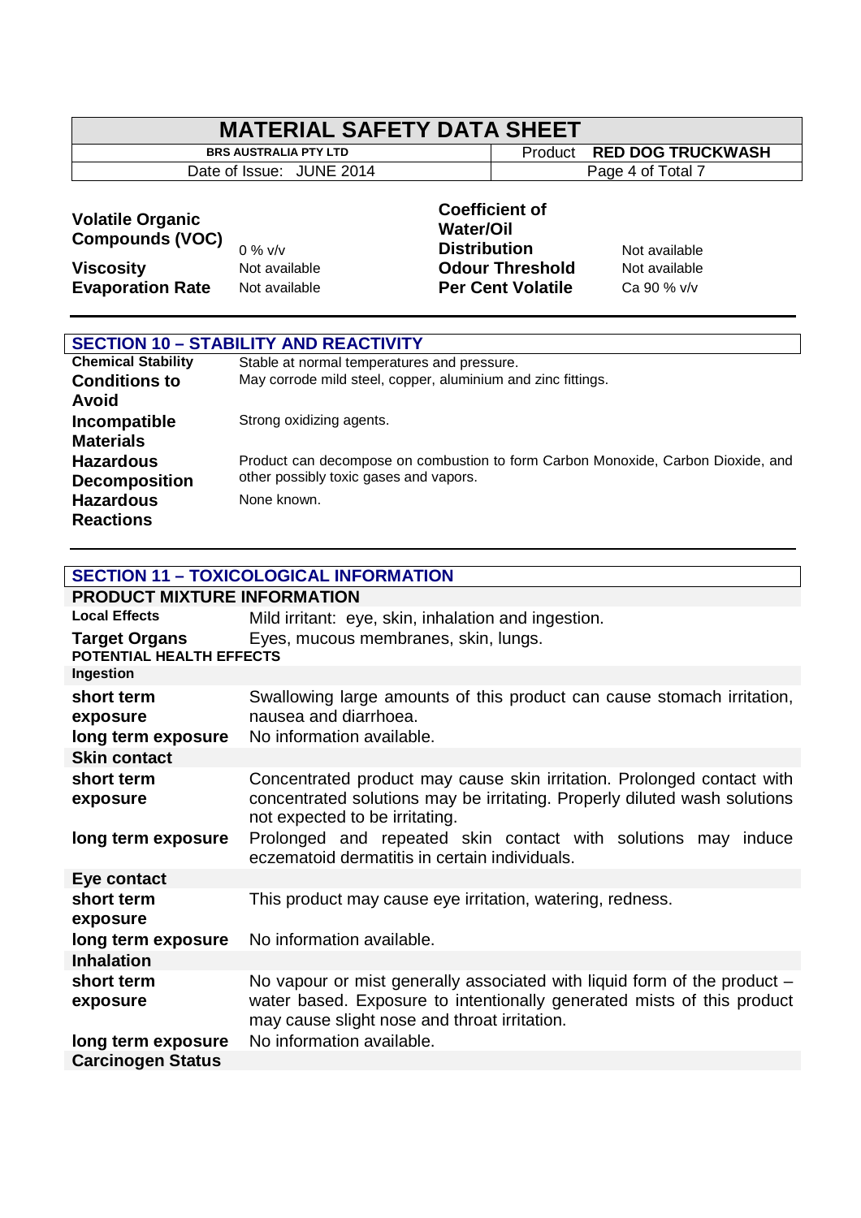| | | | |
|---|---|---|---|
| **Volatile Organic Compounds (VOC)** | 0 % v/v | **Coefficient of Water/Oil Distribution** | Not available |
| **Viscosity** | Not available | **Odour Threshold** | Not available |
| **Evaporation Rate** | Not available | **Per Cent Volatile** | Ca 90 % v/v |

## SECTION 10 – STABILITY AND REACTIVITY

| | |
|---|---|
| **Chemical Stability** | Stable at normal temperatures and pressure. |
| **Conditions to Avoid** | May corrode mild steel, copper, aluminium and zinc fittings. |
| **Incompatible Materials** | Strong oxidizing agents. |
| **Hazardous Decomposition** | Product can decompose on combustion to form Carbon Monoxide, Carbon Dioxide, and other possibly toxic gases and vapors. |
| **Hazardous Reactions** | None known. |

## SECTION 11 – TOXICOLOGICAL INFORMATION

### PRODUCT MIXTURE INFORMATION

| | |
|---|---|
| **Local Effects** | Mild irritant: eye, skin, inhalation and ingestion. |
| **Target Organs** | Eyes, mucous membranes, skin, lungs. |

**POTENTIAL HEALTH EFFECTS**

**Ingestion**

| | |
|---|---|
| **short term exposure** | Swallowing large amounts of this product can cause stomach irritation, nausea and diarrhoea. |
| **long term exposure** | No information available. |

**Skin contact**

| | |
|---|---|
| **short term exposure** | Concentrated product may cause skin irritation. Prolonged contact with concentrated solutions may be irritating. Properly diluted wash solutions not expected to be irritating. |
| **long term exposure** | Prolonged and repeated skin contact with solutions may induce eczematoid dermatitis in certain individuals. |

**Eye contact**

| | |
|---|---|
| **short term exposure** | This product may cause eye irritation, watering, redness. |
| **long term exposure** | No information available. |

**Inhalation**

| | |
|---|---|
| **short term exposure** | No vapour or mist generally associated with liquid form of the product – water based. Exposure to intentionally generated mists of this product may cause slight nose and throat irritation. |
| **long term exposure** | No information available. |

**Carcinogen Status**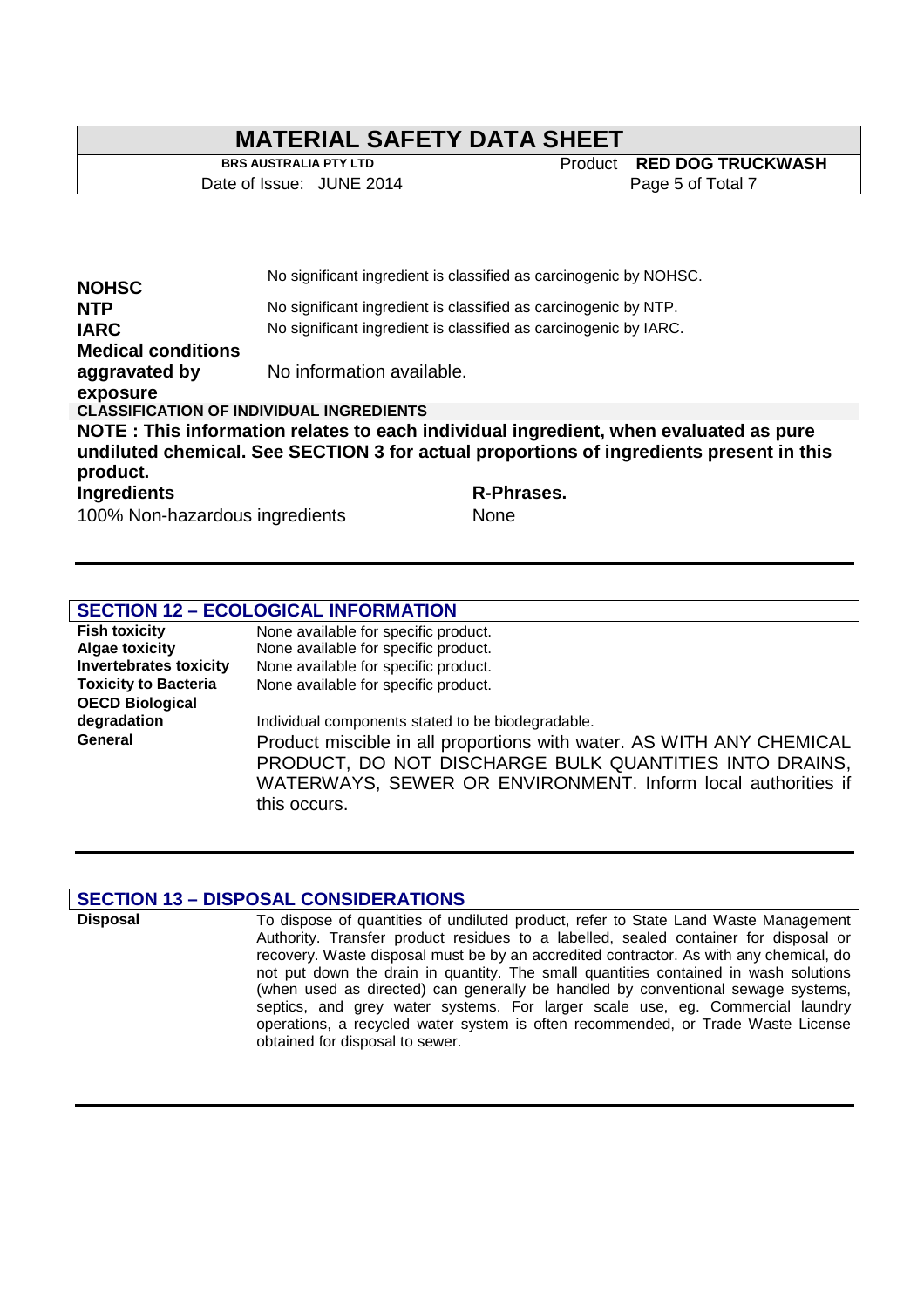| | |
|---|---|
| **NOHSC** | No significant ingredient is classified as carcinogenic by NOHSC. |
| **NTP** | No significant ingredient is classified as carcinogenic by NTP. |
| **IARC** | No significant ingredient is classified as carcinogenic by IARC. |
| **Medical conditions aggravated by exposure** | No information available. |

**CLASSIFICATION OF INDIVIDUAL INGREDIENTS**

**NOTE : This information relates to each individual ingredient, when evaluated as pure undiluted chemical. See SECTION 3 for actual proportions of ingredients present in this product.**

| Ingredients | R-Phrases. |
|---|---|
| 100% Non-hazardous ingredients | None |

## SECTION 12 – ECOLOGICAL INFORMATION

| | |
|---|---|
| **Fish toxicity** | None available for specific product. |
| **Algae toxicity** | None available for specific product. |
| **Invertebrates toxicity** | None available for specific product. |
| **Toxicity to Bacteria** | None available for specific product. |
| **OECD Biological degradation** | Individual components stated to be biodegradable. |
| **General** | Product miscible in all proportions with water. AS WITH ANY CHEMICAL PRODUCT, DO NOT DISCHARGE BULK QUANTITIES INTO DRAINS, WATERWAYS, SEWER OR ENVIRONMENT. Inform local authorities if this occurs. |

## SECTION 13 – DISPOSAL CONSIDERATIONS

| | |
|---|---|
| **Disposal** | To dispose of quantities of undiluted product, refer to State Land Waste Management Authority. Transfer product residues to a labelled, sealed container for disposal or recovery. Waste disposal must be by an accredited contractor. As with any chemical, do not put down the drain in quantity. The small quantities contained in wash solutions (when used as directed) can generally be handled by conventional sewage systems, septics, and grey water systems. For larger scale use, eg. Commercial laundry operations, a recycled water system is often recommended, or Trade Waste License obtained for disposal to sewer. |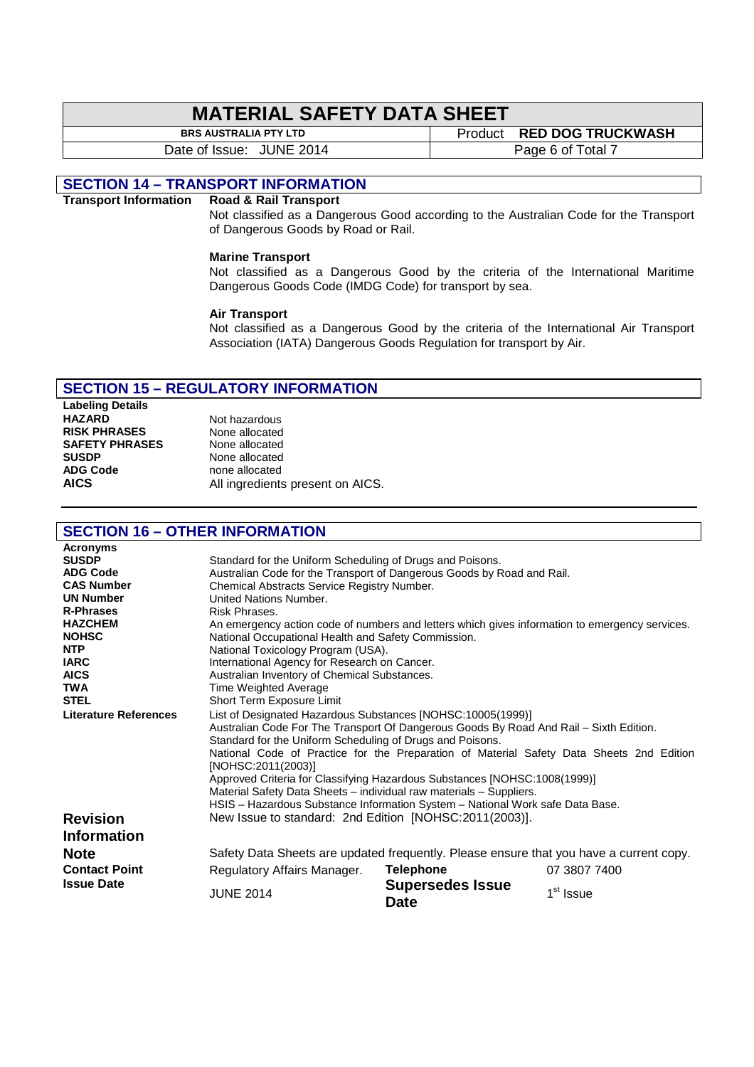## SECTION 14 – TRANSPORT INFORMATION

**Transport Information**

**Road & Rail Transport**

Not classified as a Dangerous Good according to the Australian Code for the Transport of Dangerous Goods by Road or Rail.

**Marine Transport**

Not classified as a Dangerous Good by the criteria of the International Maritime Dangerous Goods Code (IMDG Code) for transport by sea.

**Air Transport**

Not classified as a Dangerous Good by the criteria of the International Air Transport Association (IATA) Dangerous Goods Regulation for transport by Air.

## SECTION 15 – REGULATORY INFORMATION

**Labeling Details**

| | |
|---|---|
| **HAZARD** | Not hazardous |
| **RISK PHRASES** | None allocated |
| **SAFETY PHRASES** | None allocated |
| **SUSDP** | None allocated |
| **ADG Code** | none allocated |
| **AICS** | All ingredients present on AICS. |

## SECTION 16 – OTHER INFORMATION

**Acronyms**

| | |
|---|---|
| **SUSDP** | Standard for the Uniform Scheduling of Drugs and Poisons. |
| **ADG Code** | Australian Code for the Transport of Dangerous Goods by Road and Rail. |
| **CAS Number** | Chemical Abstracts Service Registry Number. |
| **UN Number** | United Nations Number. |
| **R-Phrases** | Risk Phrases. |
| **HAZCHEM** | An emergency action code of numbers and letters which gives information to emergency services. |
| **NOHSC** | National Occupational Health and Safety Commission. |
| **NTP** | National Toxicology Program (USA). |
| **IARC** | International Agency for Research on Cancer. |
| **AICS** | Australian Inventory of Chemical Substances. |
| **TWA** | Time Weighted Average |
| **STEL** | Short Term Exposure Limit |

**Literature References**

List of Designated Hazardous Substances [NOHSC:10005(1999)]
Australian Code For The Transport Of Dangerous Goods By Road And Rail – Sixth Edition.
Standard for the Uniform Scheduling of Drugs and Poisons.
National Code of Practice for the Preparation of Material Safety Data Sheets 2nd Edition [NOHSC:2011(2003)]
Approved Criteria for Classifying Hazardous Substances [NOHSC:1008(1999)]
Material Safety Data Sheets – individual raw materials – Suppliers.
HSIS – Hazardous Substance Information System – National Work safe Data Base.

**Revision Information**

New Issue to standard: 2nd Edition [NOHSC:2011(2003)].

**Note**

Safety Data Sheets are updated frequently. Please ensure that you have a current copy.

| | | | |
|---|---|---|---|
| **Contact Point** | Regulatory Affairs Manager. | **Telephone** | 07 3807 7400 |
| **Issue Date** | JUNE 2014 | **Supersedes Issue Date** | 1st Issue |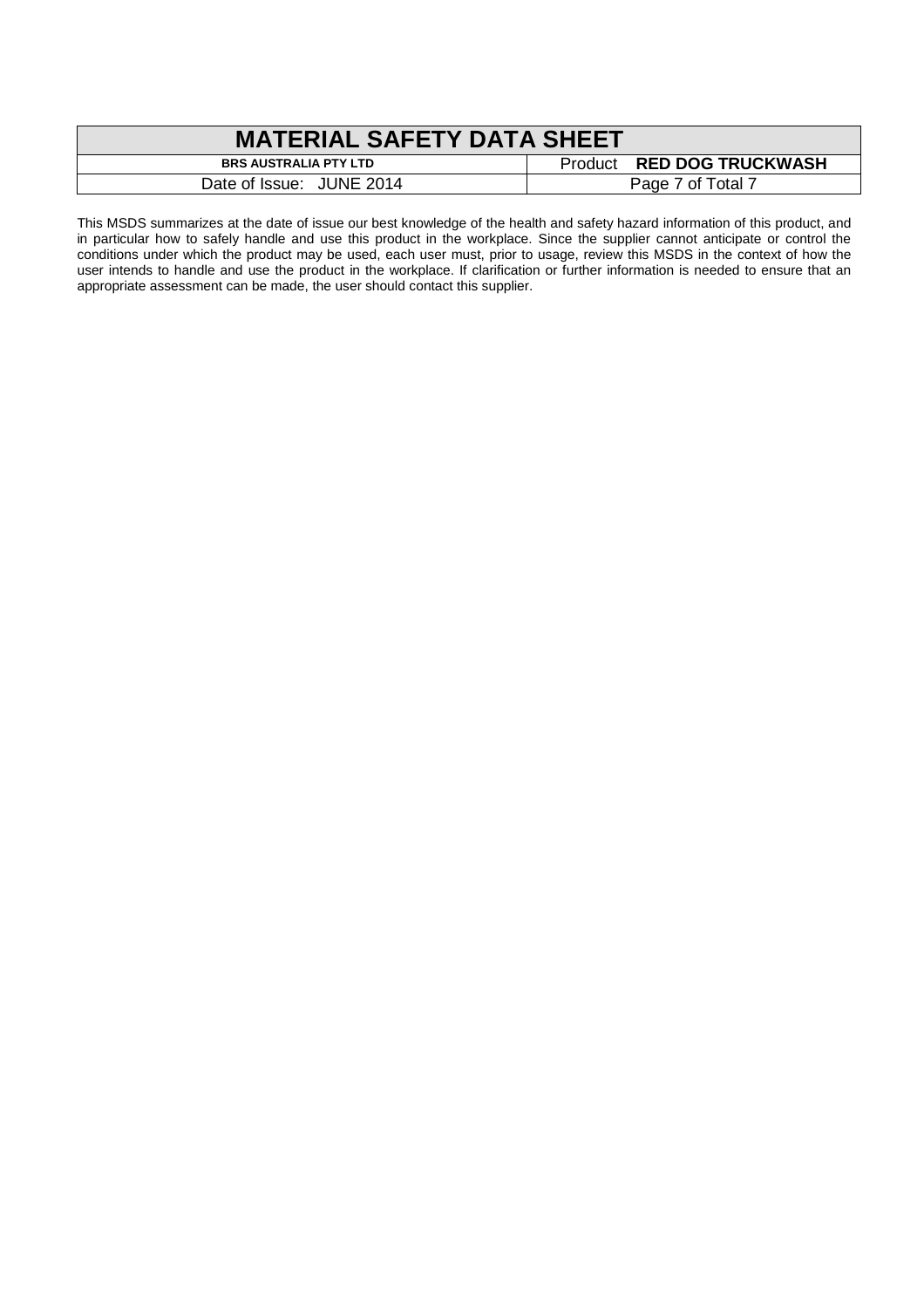This MSDS summarizes at the date of issue our best knowledge of the health and safety hazard information of this product, and in particular how to safely handle and use this product in the workplace. Since the supplier cannot anticipate or control the conditions under which the product may be used, each user must, prior to usage, review this MSDS in the context of how the user intends to handle and use the product in the workplace. If clarification or further information is needed to ensure that an appropriate assessment can be made, the user should contact this supplier.